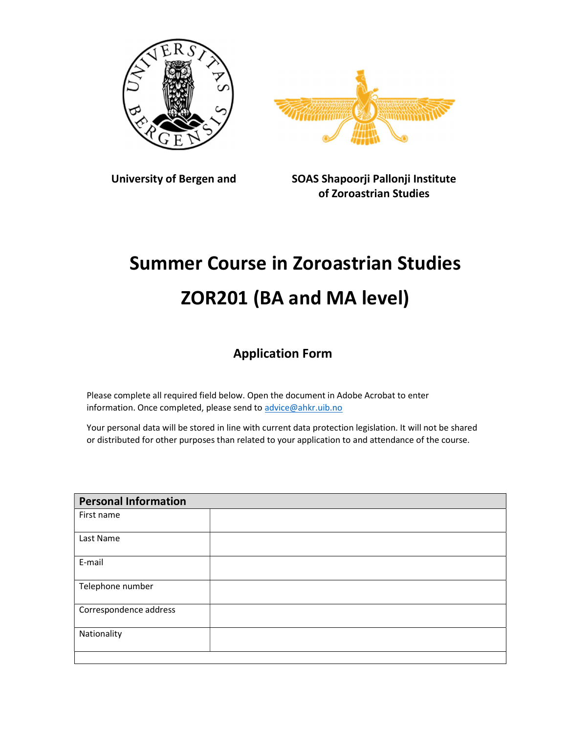University of Bergen and SOAS Shapoorji Pallonji Institute of Zoroastrian Studies

# Summer Course in Zoroastrian Studies

# ZOR201 (BA and MA level)

## Application Form

Please complete all required field below. Open the document in Adobe Acrobat to enter information. Once completed, please send to advice@ahkr.uib.no

Your personal data will be stored in line with current data protection legislation. It will not be shared or distributed for other purposes than related to your application to and attendance of the course.

| Personal Information | |
|---|---|
| First name | |
| Last Name | |
| E-mail | |
| Telephone number | |
| Correspondence address | |
| Nationality | |
| | |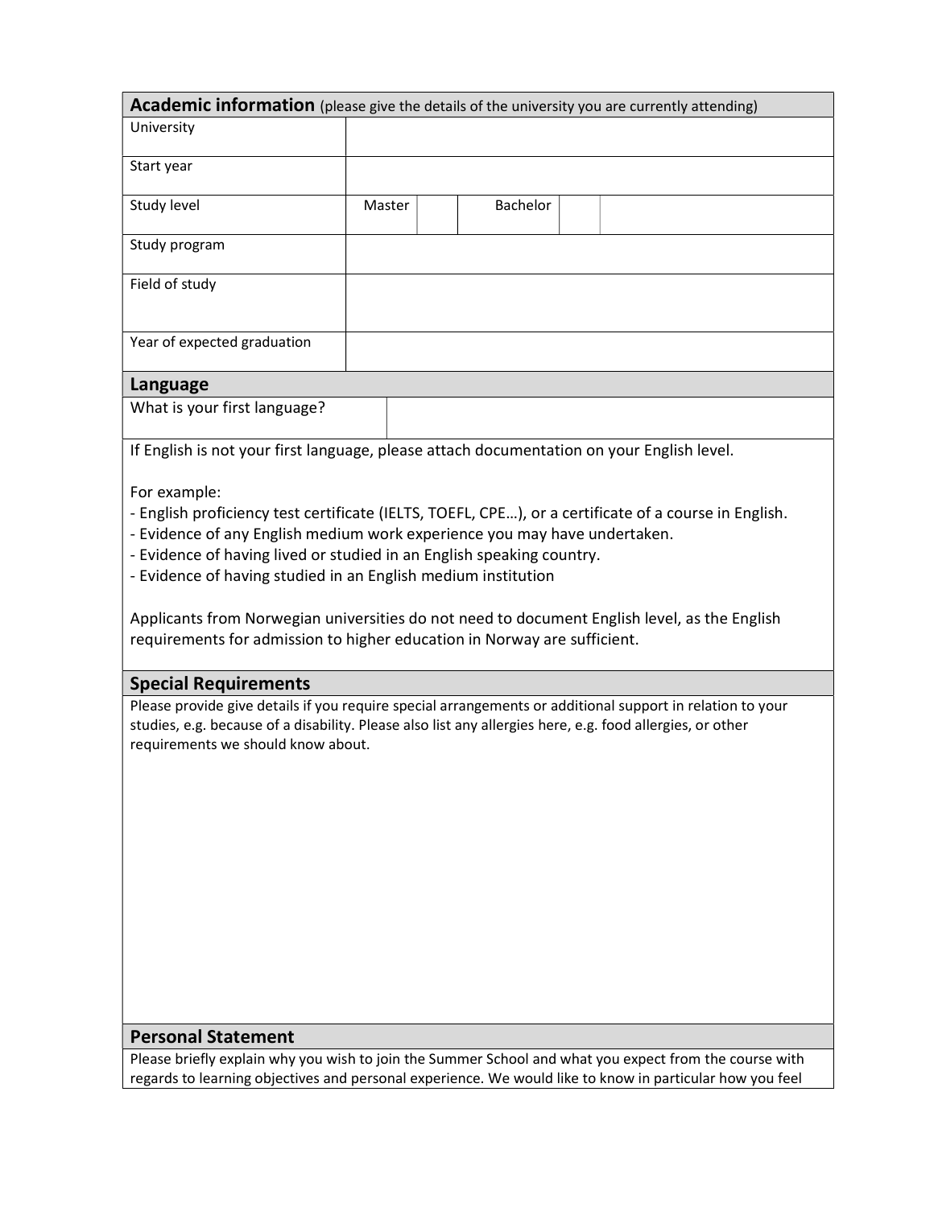## Academic information (please give the details of the university you are currently attending)

| | | | | | |
|---|---|---|---|---|---|
| University | | | | | |
| Start year | | | | | |
| Study level | Master | | Bachelor | | |
| Study program | | | | | |
| Field of study | | | | | |
| Year of expected graduation | | | | | |

## Language

| | |
|---|---|
| What is your first language? | |

If English is not your first language, please attach documentation on your English level.

For example:
- English proficiency test certificate (IELTS, TOEFL, CPE…), or a certificate of a course in English.
- Evidence of any English medium work experience you may have undertaken.
- Evidence of having lived or studied in an English speaking country.
- Evidence of having studied in an English medium institution

Applicants from Norwegian universities do not need to document English level, as the English requirements for admission to higher education in Norway are sufficient.

## Special Requirements

Please provide give details if you require special arrangements or additional support in relation to your studies, e.g. because of a disability. Please also list any allergies here, e.g. food allergies, or other requirements we should know about.

## Personal Statement

Please briefly explain why you wish to join the Summer School and what you expect from the course with regards to learning objectives and personal experience. We would like to know in particular how you feel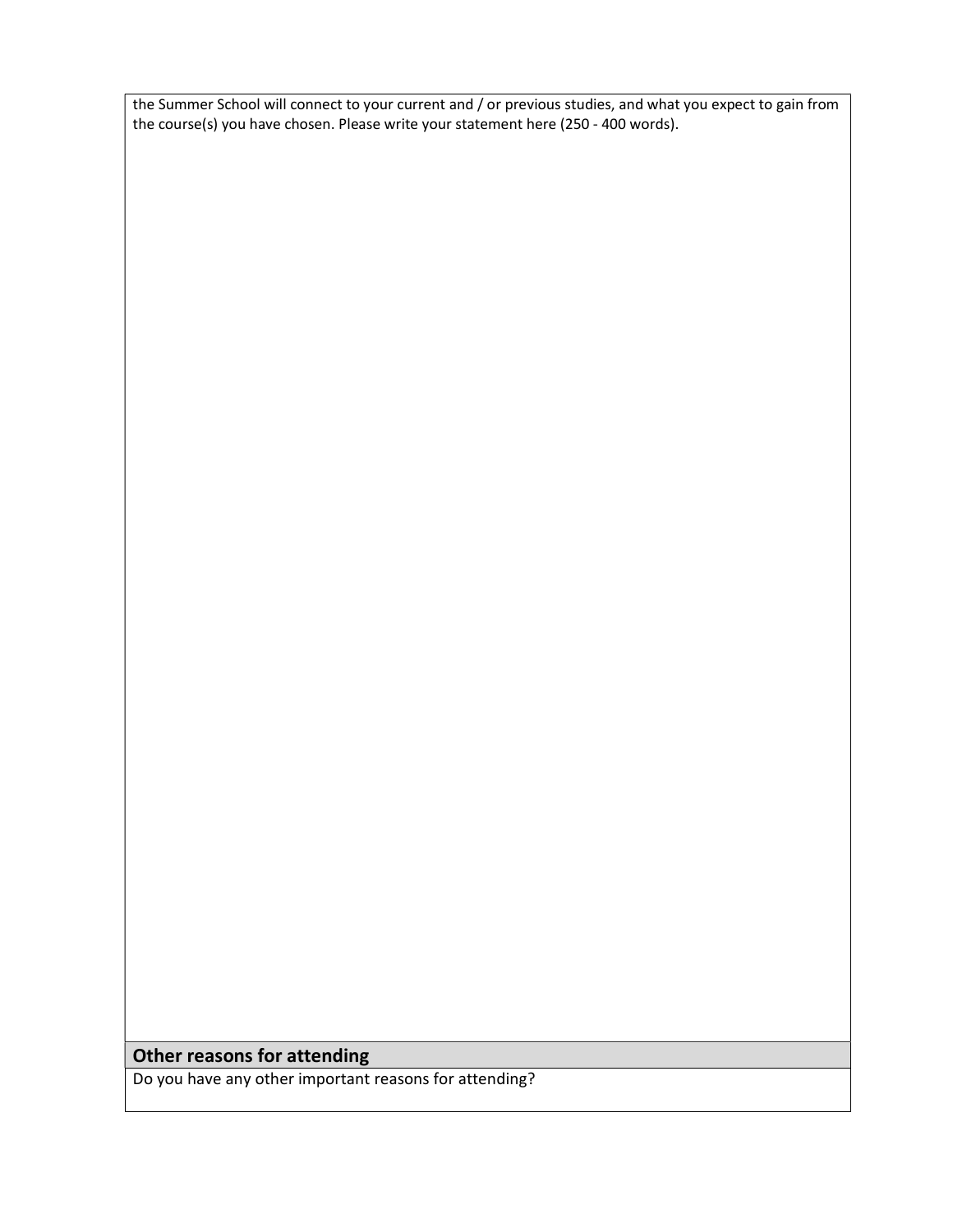the Summer School will connect to your current and / or previous studies, and what you expect to gain from the course(s) you have chosen. Please write your statement here (250 - 400 words).

## Other reasons for attending

Do you have any other important reasons for attending?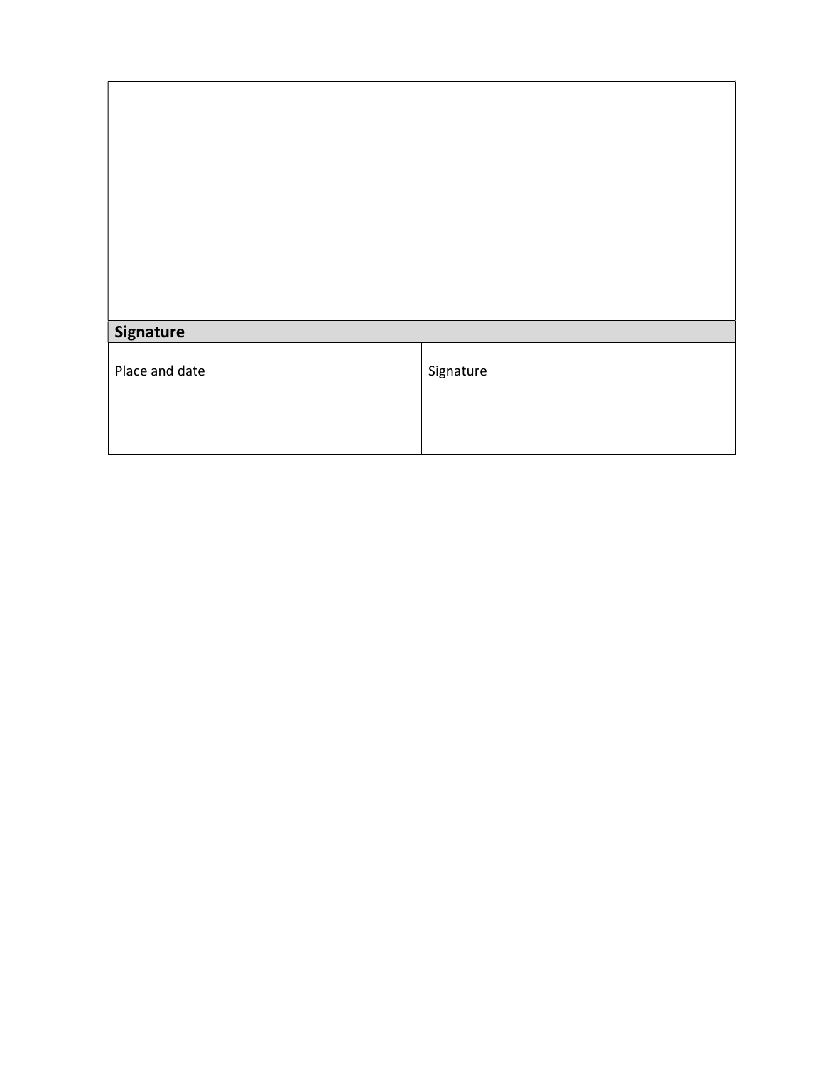| | |
|---|---|
| | |
| **Signature** | |
| Place and date | Signature |